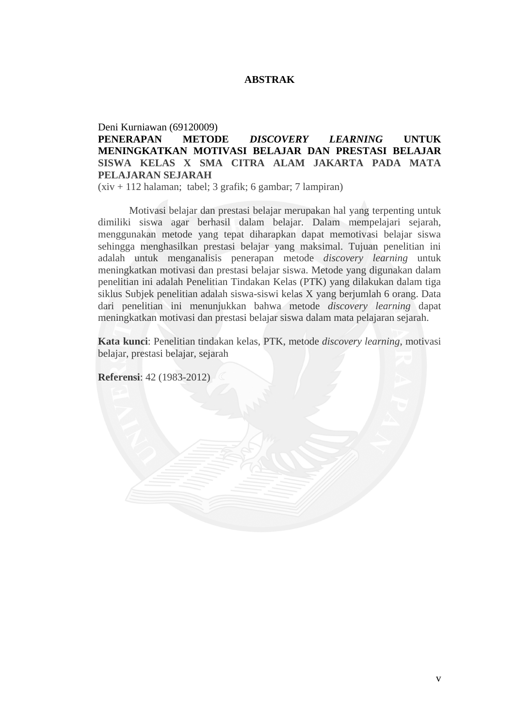# ABSTRAK

Deni Kurniawan (69120009)

**PENERAPAN METODE *DISCOVERY LEARNING* UNTUK MENINGKATKAN MOTIVASI BELAJAR DAN PRESTASI BELAJAR SISWA KELAS X SMA CITRA ALAM JAKARTA PADA MATA PELAJARAN SEJARAH**

(xiv + 112 halaman; tabel; 3 grafik; 6 gambar; 7 lampiran)

Motivasi belajar dan prestasi belajar merupakan hal yang terpenting untuk dimiliki siswa agar berhasil dalam belajar. Dalam mempelajari sejarah, menggunakan metode yang tepat diharapkan dapat memotivasi belajar siswa sehingga menghasilkan prestasi belajar yang maksimal. Tujuan penelitian ini adalah untuk menganalisis penerapan metode *discovery learning* untuk meningkatkan motivasi dan prestasi belajar siswa. Metode yang digunakan dalam penelitian ini adalah Penelitian Tindakan Kelas (PTK) yang dilakukan dalam tiga siklus Subjek penelitian adalah siswa-siswi kelas X yang berjumlah 6 orang. Data dari penelitian ini menunjukkan bahwa metode *discovery learning* dapat meningkatkan motivasi dan prestasi belajar siswa dalam mata pelajaran sejarah.

**Kata kunci**: Penelitian tindakan kelas, PTK, metode *discovery learning*, motivasi belajar, prestasi belajar, sejarah

**Referensi**: 42 (1983-2012)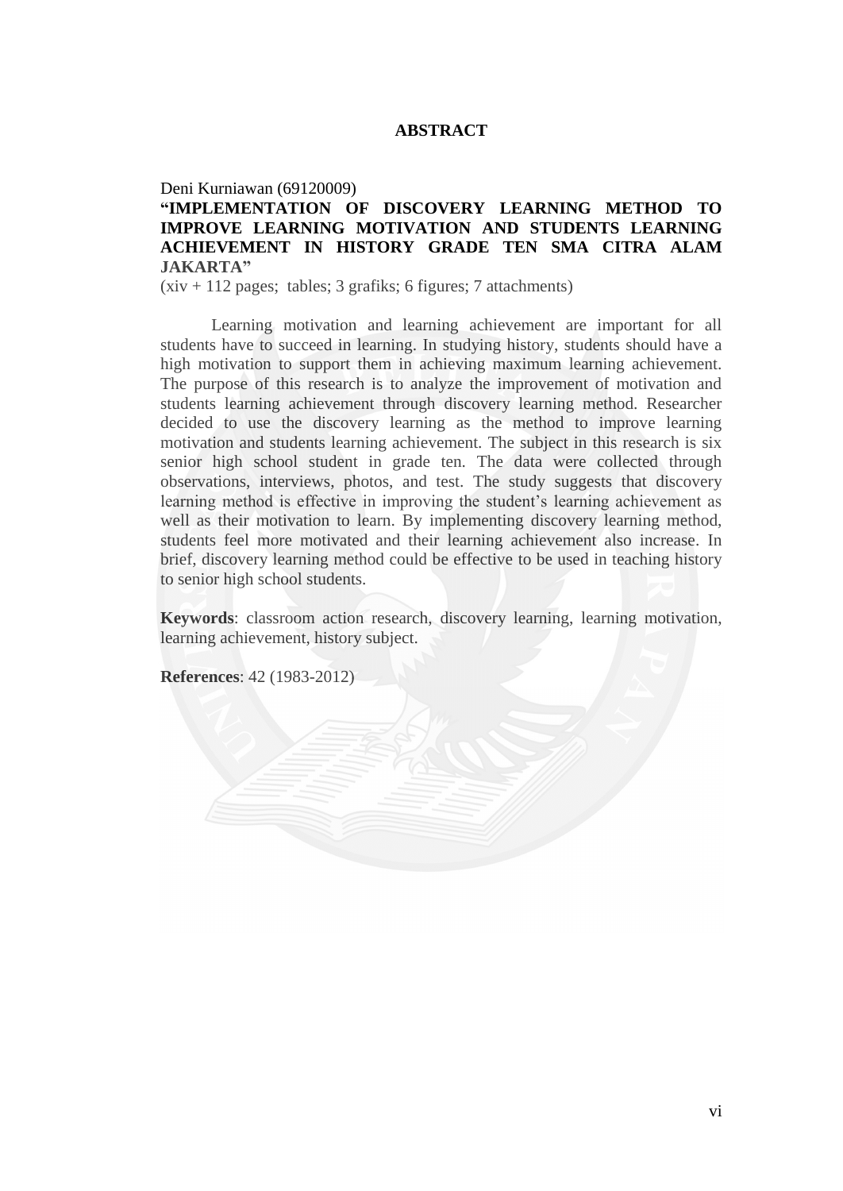# ABSTRACT

Deni Kurniawan (69120009)

**"IMPLEMENTATION OF DISCOVERY LEARNING METHOD TO IMPROVE LEARNING MOTIVATION AND STUDENTS LEARNING ACHIEVEMENT IN HISTORY GRADE TEN SMA CITRA ALAM JAKARTA"**

(xiv + 112 pages; tables; 3 grafiks; 6 figures; 7 attachments)

Learning motivation and learning achievement are important for all students have to succeed in learning. In studying history, students should have a high motivation to support them in achieving maximum learning achievement. The purpose of this research is to analyze the improvement of motivation and students learning achievement through discovery learning method. Researcher decided to use the discovery learning as the method to improve learning motivation and students learning achievement. The subject in this research is six senior high school student in grade ten. The data were collected through observations, interviews, photos, and test. The study suggests that discovery learning method is effective in improving the student's learning achievement as well as their motivation to learn. By implementing discovery learning method, students feel more motivated and their learning achievement also increase. In brief, discovery learning method could be effective to be used in teaching history to senior high school students.

**Keywords**: classroom action research, discovery learning, learning motivation, learning achievement, history subject.

**References**: 42 (1983-2012)